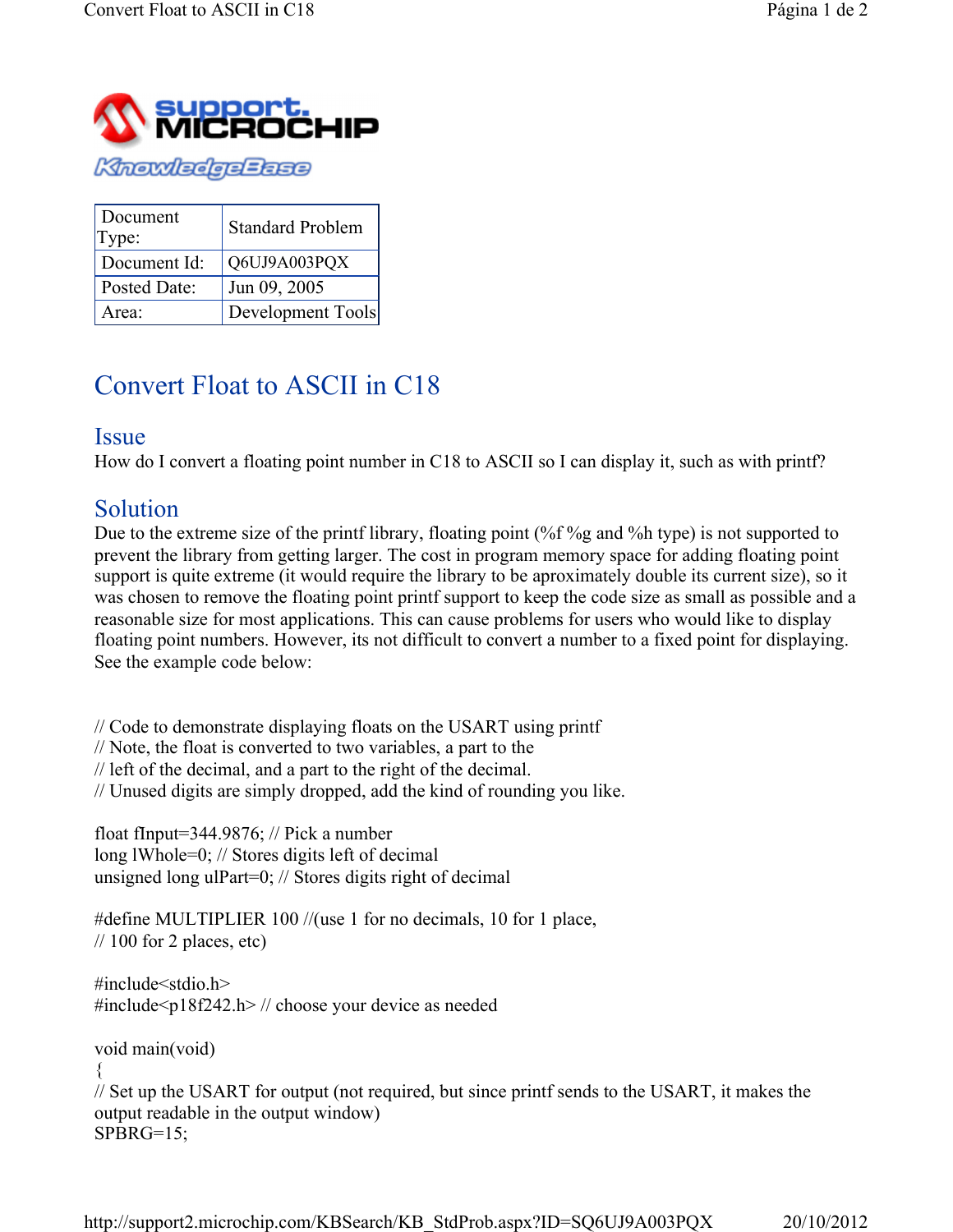| Document Type: | Standard Problem |
| --- | --- |
| Document Id: | Q6UJ9A003PQX |
| Posted Date: | Jun 09, 2005 |
| Area: | Development Tools |

# Convert Float to ASCII in C18

## Issue

How do I convert a floating point number in C18 to ASCII so I can display it, such as with printf?

## Solution

Due to the extreme size of the printf library, floating point (%f %g and %h type) is not supported to prevent the library from getting larger. The cost in program memory space for adding floating point support is quite extreme (it would require the library to be aproximately double its current size), so it was chosen to remove the floating point printf support to keep the code size as small as possible and a reasonable size for most applications. This can cause problems for users who would like to display floating point numbers. However, its not difficult to convert a number to a fixed point for displaying. See the example code below:

```
// Code to demonstrate displaying floats on the USART using printf
// Note, the float is converted to two variables, a part to the
// left of the decimal, and a part to the right of the decimal.
// Unused digits are simply dropped, add the kind of rounding you like.

float fInput=344.9876; // Pick a number
long lWhole=0; // Stores digits left of decimal
unsigned long ulPart=0; // Stores digits right of decimal

#define MULTIPLIER 100 //(use 1 for no decimals, 10 for 1 place,
// 100 for 2 places, etc)

#include<stdio.h>
#include<p18f242.h> // choose your device as needed

void main(void)
{
// Set up the USART for output (not required, but since printf sends to the USART, it makes the
output readable in the output window)
SPBRG=15;
```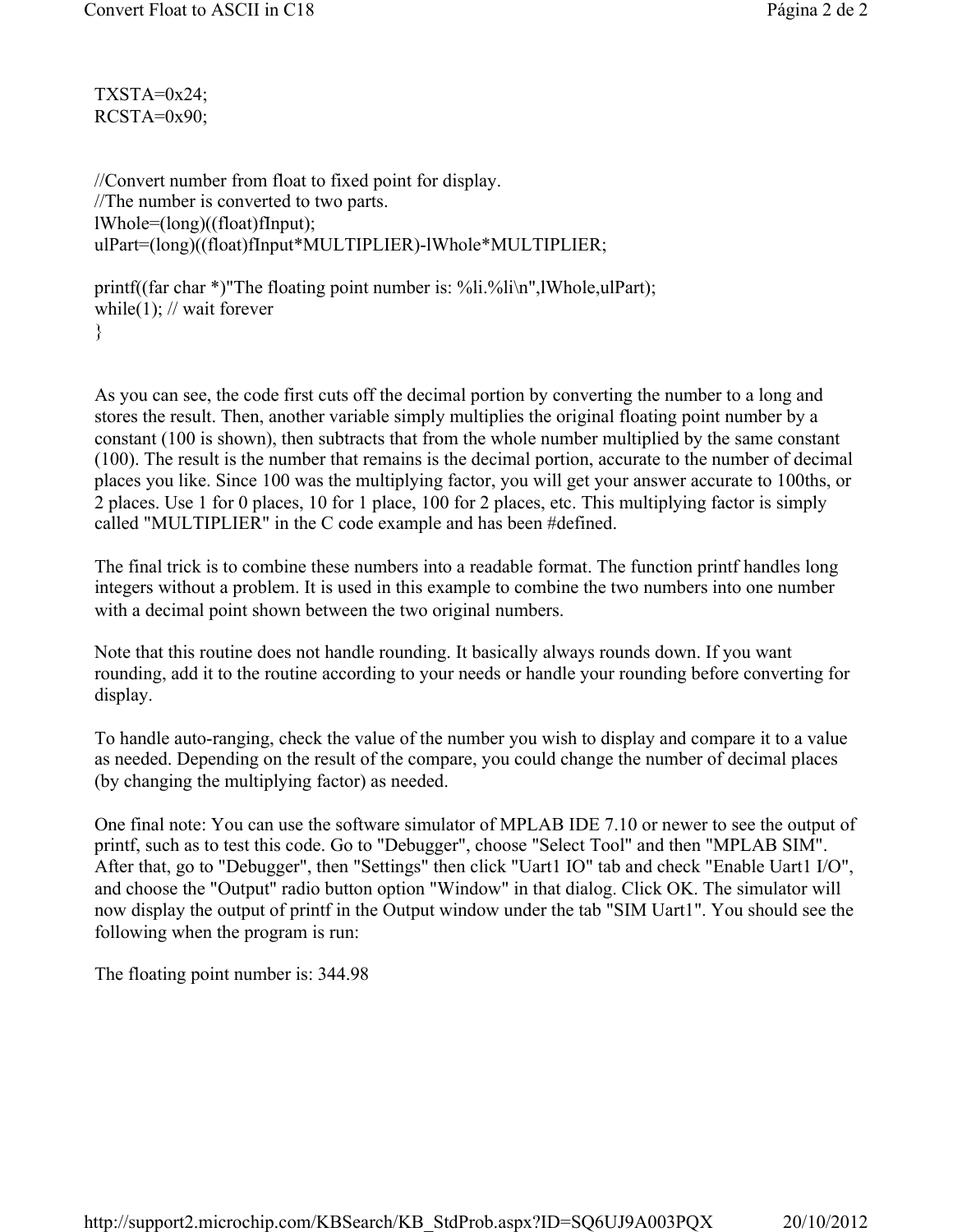```
TXSTA=0x24;
RCSTA=0x90;


//Convert number from float to fixed point for display.
//The number is converted to two parts.
lWhole=(long)((float)fInput);
ulPart=(long)((float)fInput*MULTIPLIER)-lWhole*MULTIPLIER;

printf((far char *)"The floating point number is: %li.%li\n",lWhole,ulPart);
while(1); // wait forever
}
```

As you can see, the code first cuts off the decimal portion by converting the number to a long and stores the result. Then, another variable simply multiplies the original floating point number by a constant (100 is shown), then subtracts that from the whole number multiplied by the same constant (100). The result is the number that remains is the decimal portion, accurate to the number of decimal places you like. Since 100 was the multiplying factor, you will get your answer accurate to 100ths, or 2 places. Use 1 for 0 places, 10 for 1 place, 100 for 2 places, etc. This multiplying factor is simply called "MULTIPLIER" in the C code example and has been #defined.

The final trick is to combine these numbers into a readable format. The function printf handles long integers without a problem. It is used in this example to combine the two numbers into one number with a decimal point shown between the two original numbers.

Note that this routine does not handle rounding. It basically always rounds down. If you want rounding, add it to the routine according to your needs or handle your rounding before converting for display.

To handle auto-ranging, check the value of the number you wish to display and compare it to a value as needed. Depending on the result of the compare, you could change the number of decimal places (by changing the multiplying factor) as needed.

One final note: You can use the software simulator of MPLAB IDE 7.10 or newer to see the output of printf, such as to test this code. Go to "Debugger", choose "Select Tool" and then "MPLAB SIM". After that, go to "Debugger", then "Settings" then click "Uart1 IO" tab and check "Enable Uart1 I/O", and choose the "Output" radio button option "Window" in that dialog. Click OK. The simulator will now display the output of printf in the Output window under the tab "SIM Uart1". You should see the following when the program is run:

The floating point number is: 344.98